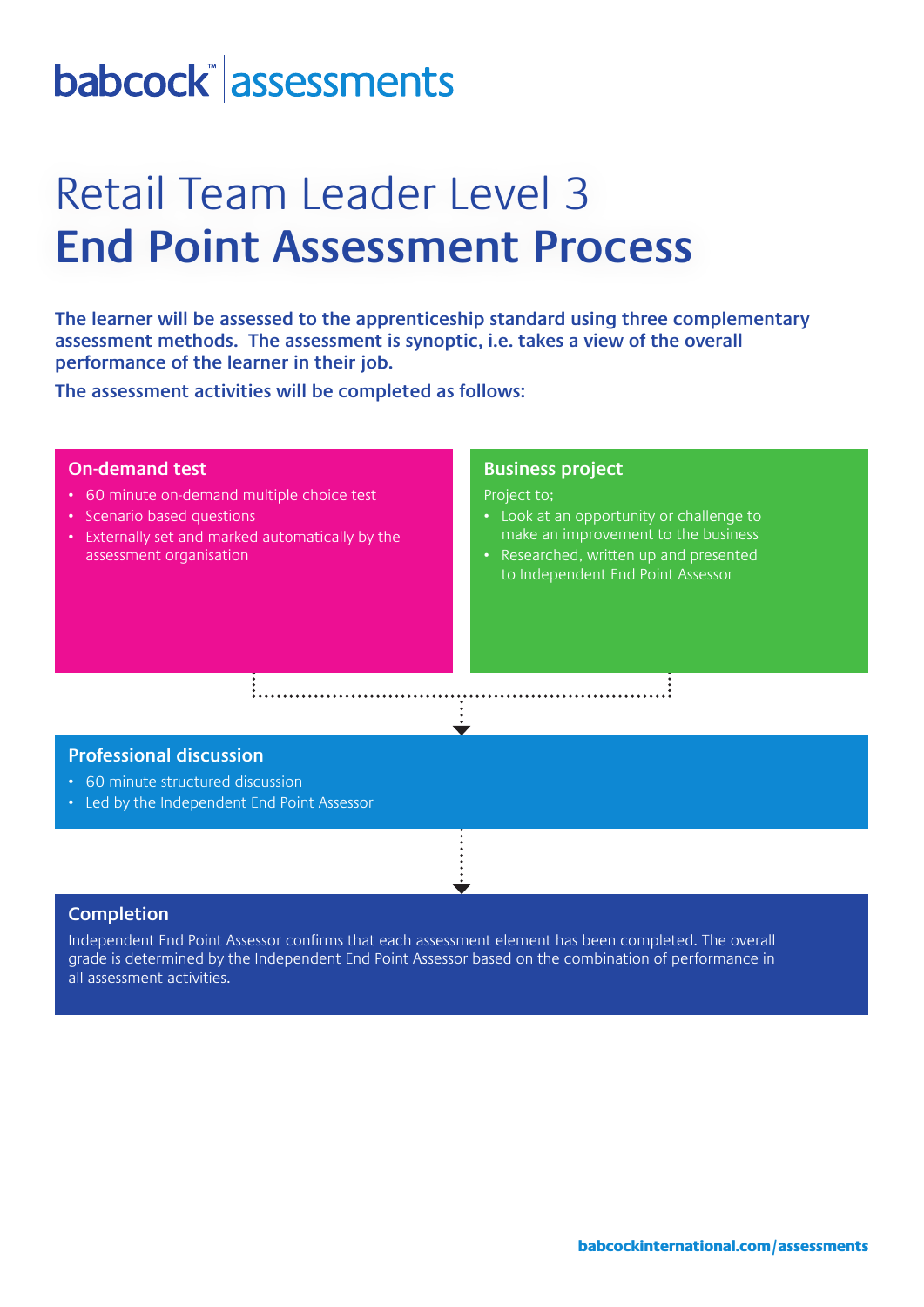babcock™ | assessments

# Retail Team Leader Level 3
# End Point Assessment Process

**The learner will be assessed to the apprenticeship standard using three complementary assessment methods. The assessment is synoptic, i.e. takes a view of the overall performance of the learner in their job.**

**The assessment activities will be completed as follows:**

## On-demand test

- 60 minute on-demand multiple choice test
- Scenario based questions
- Externally set and marked automatically by the assessment organisation

## Business project

Project to;

- Look at an opportunity or challenge to make an improvement to the business
- Researched, written up and presented to Independent End Point Assessor

## Professional discussion

- 60 minute structured discussion
- Led by the Independent End Point Assessor

## Completion

Independent End Point Assessor confirms that each assessment element has been completed. The overall grade is determined by the Independent End Point Assessor based on the combination of performance in all assessment activities.

**babcockinternational.com/assessments**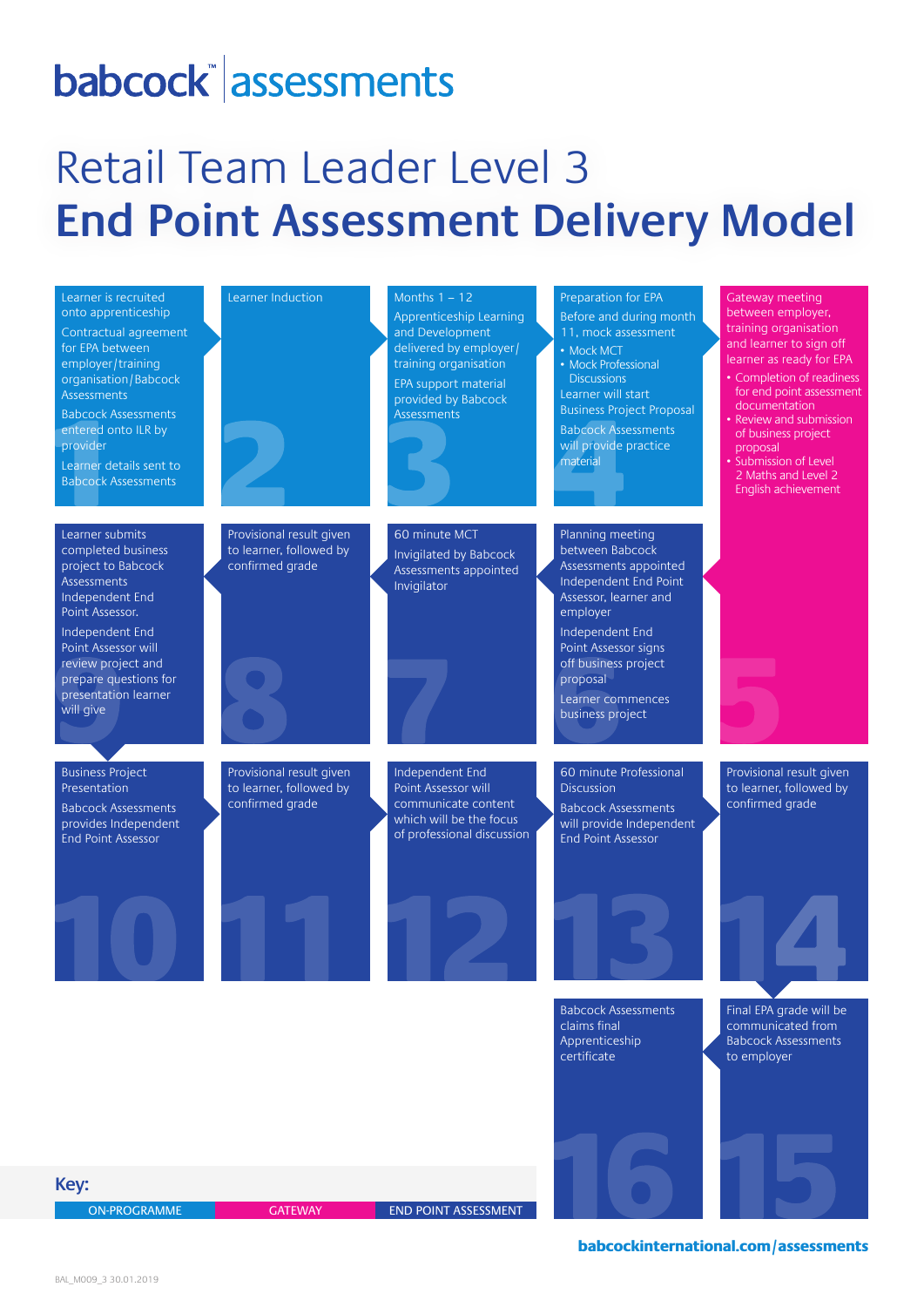babcock™ assessments

# Retail Team Leader Level 3
# **End Point Assessment Delivery Model**

**1**

Learner is recruited onto apprenticeship

Contractual agreement for EPA between employer/training organisation/Babcock Assessments

Babcock Assessments entered onto ILR by provider

Learner details sent to Babcock Assessments

**2**

Learner Induction

**3**

Months 1 – 12

Apprenticeship Learning and Development delivered by employer/ training organisation

EPA support material provided by Babcock Assessments

**4**

Preparation for EPA

Before and during month 11, mock assessment

- Mock MCT
- Mock Professional Discussions

Learner will start Business Project Proposal

Babcock Assessments will provide practice material

**5**

Gateway meeting between employer, training organisation and learner to sign off learner as ready for EPA

- Completion of readiness for end point assessment documentation
- Review and submission of business project proposal
- Submission of Level 2 Maths and Level 2 English achievement

**6**

Planning meeting between Babcock Assessments appointed Independent End Point Assessor, learner and employer

Independent End Point Assessor signs off business project proposal

Learner commences business project

**7**

60 minute MCT

Invigilated by Babcock Assessments appointed Invigilator

**8**

Provisional result given to learner, followed by confirmed grade

**9**

Learner submits completed business project to Babcock Assessments Independent End Point Assessor.

Independent End Point Assessor will review project and prepare questions for presentation learner will give

**10**

Business Project Presentation

Babcock Assessments provides Independent End Point Assessor

**11**

Provisional result given to learner, followed by confirmed grade

**12**

Independent End Point Assessor will communicate content which will be the focus of professional discussion

**13**

60 minute Professional Discussion

Babcock Assessments will provide Independent End Point Assessor

**14**

Provisional result given to learner, followed by confirmed grade

**15**

Final EPA grade will be communicated from Babcock Assessments to employer

**16**

Babcock Assessments claims final Apprenticeship certificate

**Key:**

ON-PROGRAMME | GATEWAY | END POINT ASSESSMENT

babcockinternational.com/assessments

BAL_M009_3 30.01.2019